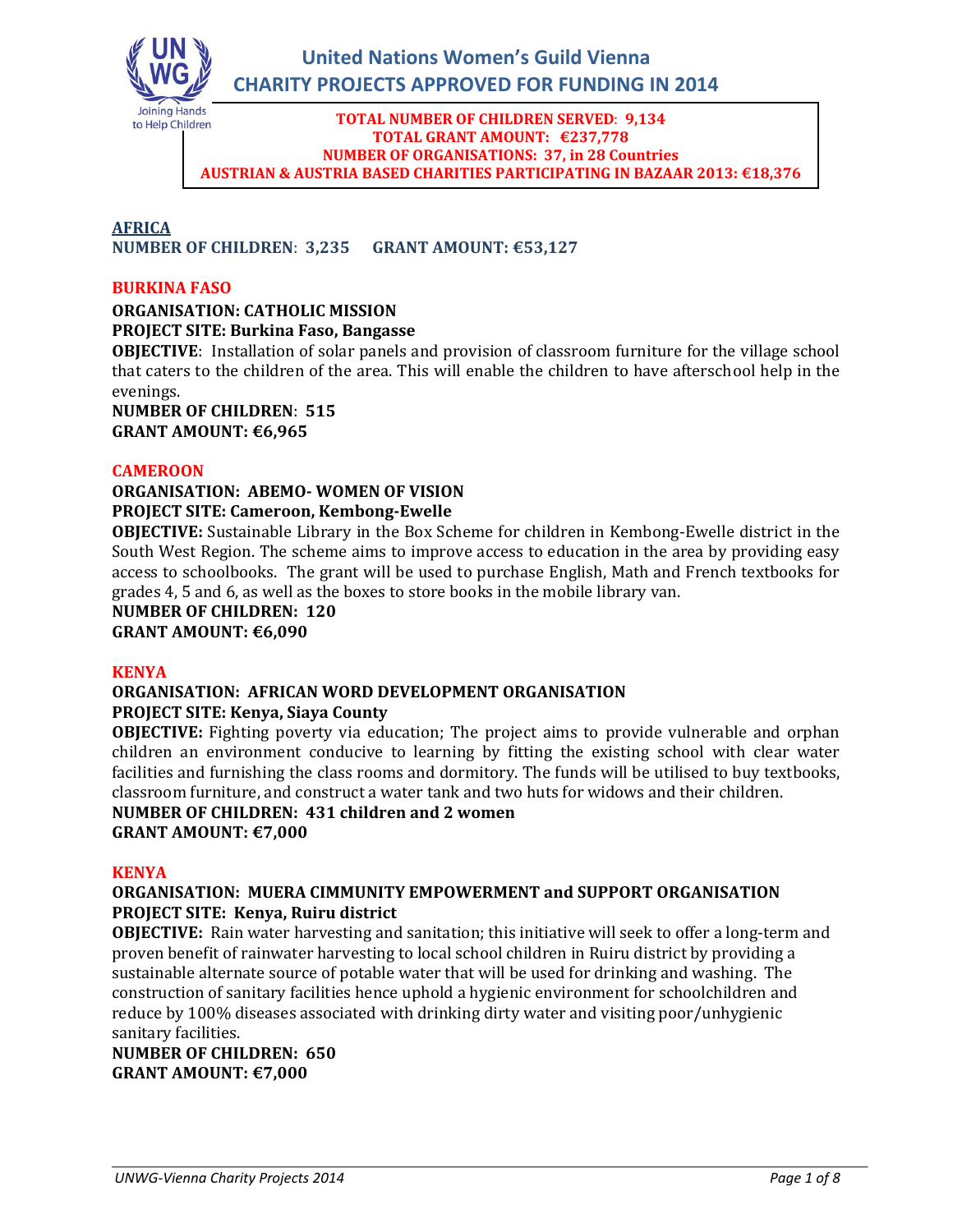# United Nations Women's Guild Vienna

## CHARITY PROJECTS APPROVED FOR FUNDING IN 2014

**TOTAL NUMBER OF CHILDREN SERVED: 9,134**
**TOTAL GRANT AMOUNT: €237,778**
**NUMBER OF ORGANISATIONS: 37, in 28 Countries**
**AUSTRIAN & AUSTRIA BASED CHARITIES PARTICIPATING IN BAZAAR 2013: €18,376**

## AFRICA

**NUMBER OF CHILDREN: 3,235 GRANT AMOUNT: €53,127**

### BURKINA FASO

**ORGANISATION: CATHOLIC MISSION**
**PROJECT SITE: Burkina Faso, Bangasse**
**OBJECTIVE**: Installation of solar panels and provision of classroom furniture for the village school that caters to the children of the area. This will enable the children to have afterschool help in the evenings.
**NUMBER OF CHILDREN: 515**
**GRANT AMOUNT: €6,965**

### CAMEROON

**ORGANISATION: ABEMO- WOMEN OF VISION**
**PROJECT SITE: Cameroon, Kembong-Ewelle**
**OBJECTIVE:** Sustainable Library in the Box Scheme for children in Kembong-Ewelle district in the South West Region. The scheme aims to improve access to education in the area by providing easy access to schoolbooks. The grant will be used to purchase English, Math and French textbooks for grades 4, 5 and 6, as well as the boxes to store books in the mobile library van.
**NUMBER OF CHILDREN: 120**
**GRANT AMOUNT: €6,090**

### KENYA

**ORGANISATION: AFRICAN WORD DEVELOPMENT ORGANISATION**
**PROJECT SITE: Kenya, Siaya County**
**OBJECTIVE:** Fighting poverty via education; The project aims to provide vulnerable and orphan children an environment conducive to learning by fitting the existing school with clear water facilities and furnishing the class rooms and dormitory. The funds will be utilised to buy textbooks, classroom furniture, and construct a water tank and two huts for widows and their children.
**NUMBER OF CHILDREN: 431 children and 2 women**
**GRANT AMOUNT: €7,000**

### KENYA

**ORGANISATION: MUERA CIMMUNITY EMPOWERMENT and SUPPORT ORGANISATION**
**PROJECT SITE: Kenya, Ruiru district**
**OBJECTIVE:** Rain water harvesting and sanitation; this initiative will seek to offer a long-term and proven benefit of rainwater harvesting to local school children in Ruiru district by providing a sustainable alternate source of potable water that will be used for drinking and washing. The construction of sanitary facilities hence uphold a hygienic environment for schoolchildren and reduce by 100% diseases associated with drinking dirty water and visiting poor/unhygienic sanitary facilities.
**NUMBER OF CHILDREN: 650**
**GRANT AMOUNT: €7,000**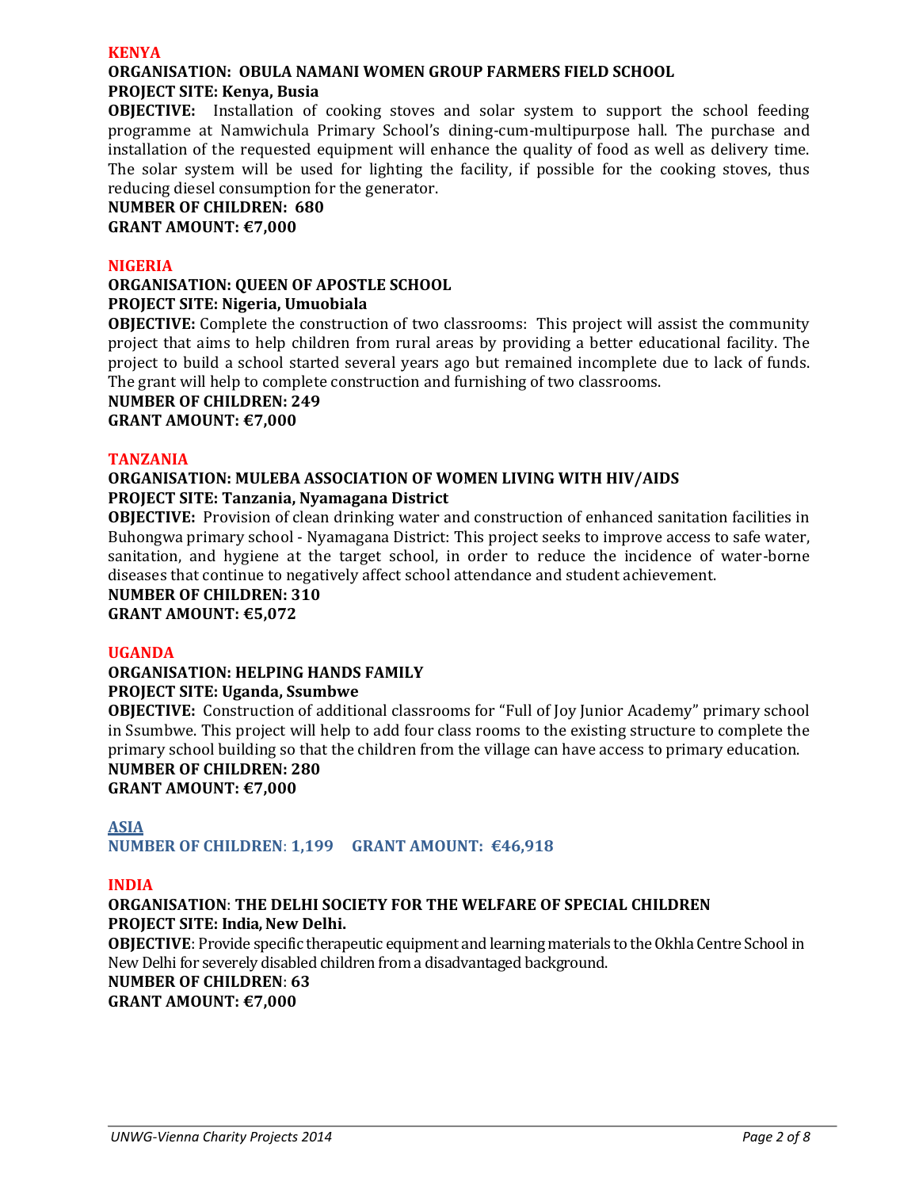## KENYA

**ORGANISATION: OBULA NAMANI WOMEN GROUP FARMERS FIELD SCHOOL**
**PROJECT SITE: Kenya, Busia**

**OBJECTIVE:** Installation of cooking stoves and solar system to support the school feeding programme at Namwichula Primary School's dining-cum-multipurpose hall. The purchase and installation of the requested equipment will enhance the quality of food as well as delivery time. The solar system will be used for lighting the facility, if possible for the cooking stoves, thus reducing diesel consumption for the generator.

**NUMBER OF CHILDREN: 680**
**GRANT AMOUNT: €7,000**

## NIGERIA

**ORGANISATION: QUEEN OF APOSTLE SCHOOL**
**PROJECT SITE: Nigeria, Umuobiala**

**OBJECTIVE:** Complete the construction of two classrooms: This project will assist the community project that aims to help children from rural areas by providing a better educational facility. The project to build a school started several years ago but remained incomplete due to lack of funds. The grant will help to complete construction and furnishing of two classrooms.

**NUMBER OF CHILDREN: 249**
**GRANT AMOUNT: €7,000**

## TANZANIA

**ORGANISATION: MULEBA ASSOCIATION OF WOMEN LIVING WITH HIV/AIDS**
**PROJECT SITE: Tanzania, Nyamagana District**

**OBJECTIVE:** Provision of clean drinking water and construction of enhanced sanitation facilities in Buhongwa primary school - Nyamagana District: This project seeks to improve access to safe water, sanitation, and hygiene at the target school, in order to reduce the incidence of water-borne diseases that continue to negatively affect school attendance and student achievement.

**NUMBER OF CHILDREN: 310**
**GRANT AMOUNT: €5,072**

## UGANDA

**ORGANISATION: HELPING HANDS FAMILY**
**PROJECT SITE: Uganda, Ssumbwe**

**OBJECTIVE:** Construction of additional classrooms for "Full of Joy Junior Academy" primary school in Ssumbwe. This project will help to add four class rooms to the existing structure to complete the primary school building so that the children from the village can have access to primary education.

**NUMBER OF CHILDREN: 280**
**GRANT AMOUNT: €7,000**

# ASIA

**NUMBER OF CHILDREN: 1,199 GRANT AMOUNT: €46,918**

## INDIA

**ORGANISATION: THE DELHI SOCIETY FOR THE WELFARE OF SPECIAL CHILDREN**
**PROJECT SITE: India, New Delhi.**

**OBJECTIVE:** Provide specific therapeutic equipment and learning materials to the Okhla Centre School in New Delhi for severely disabled children from a disadvantaged background.

**NUMBER OF CHILDREN: 63**
**GRANT AMOUNT: €7,000**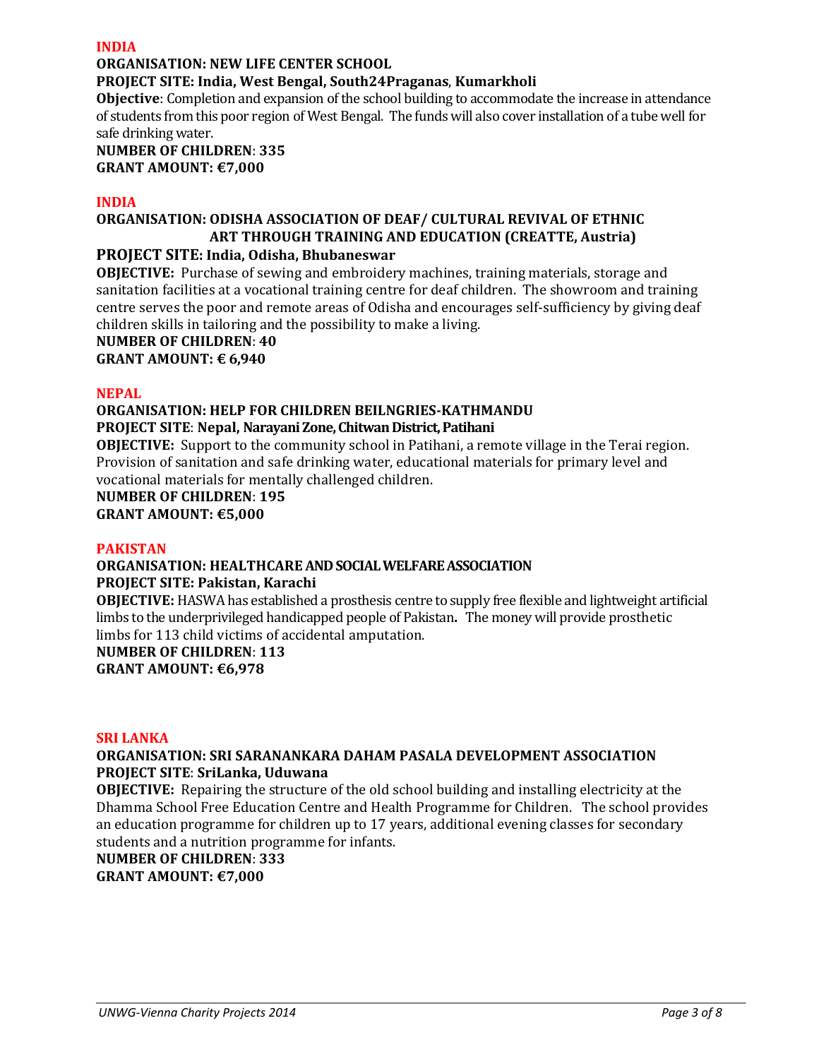**INDIA**

**ORGANISATION: NEW LIFE CENTER SCHOOL**
**PROJECT SITE: India, West Bengal, South24Praganas**, **Kumarkholi**
**Objective**: Completion and expansion of the school building to accommodate the increase in attendance of students from this poor region of West Bengal. The funds will also cover installation of a tube well for safe drinking water.
**NUMBER OF CHILDREN**: **335**
**GRANT AMOUNT: €7,000**

**INDIA**

**ORGANISATION: ODISHA ASSOCIATION OF DEAF/ CULTURAL REVIVAL OF ETHNIC ART THROUGH TRAINING AND EDUCATION (CREATTE, Austria)**
**PROJECT SITE: India, Odisha, Bhubaneswar**
**OBJECTIVE:** Purchase of sewing and embroidery machines, training materials, storage and sanitation facilities at a vocational training centre for deaf children. The showroom and training centre serves the poor and remote areas of Odisha and encourages self-sufficiency by giving deaf children skills in tailoring and the possibility to make a living.
**NUMBER OF CHILDREN**: **40**
**GRANT AMOUNT: € 6,940**

**NEPAL**

**ORGANISATION: HELP FOR CHILDREN BEILNGRIES-KATHMANDU**
**PROJECT SITE**: **Nepal, Narayani Zone, Chitwan District, Patihani**
**OBJECTIVE:** Support to the community school in Patihani, a remote village in the Terai region. Provision of sanitation and safe drinking water, educational materials for primary level and vocational materials for mentally challenged children.
**NUMBER OF CHILDREN**: **195**
**GRANT AMOUNT: €5,000**

**PAKISTAN**

**ORGANISATION: HEALTHCARE AND SOCIAL WELFARE ASSOCIATION**
**PROJECT SITE: Pakistan, Karachi**
**OBJECTIVE:** HASWA has established a prosthesis centre to supply free flexible and lightweight artificial limbs to the underprivileged handicapped people of Pakistan**.** The money will provide prosthetic limbs for 113 child victims of accidental amputation.
**NUMBER OF CHILDREN**: **113**
**GRANT AMOUNT: €6,978**

**SRI LANKA**

**ORGANISATION: SRI SARANANKARA DAHAM PASALA DEVELOPMENT ASSOCIATION**
**PROJECT SITE**: **SriLanka, Uduwana**
**OBJECTIVE:** Repairing the structure of the old school building and installing electricity at the Dhamma School Free Education Centre and Health Programme for Children. The school provides an education programme for children up to 17 years, additional evening classes for secondary students and a nutrition programme for infants.
**NUMBER OF CHILDREN**: **333**
**GRANT AMOUNT: €7,000**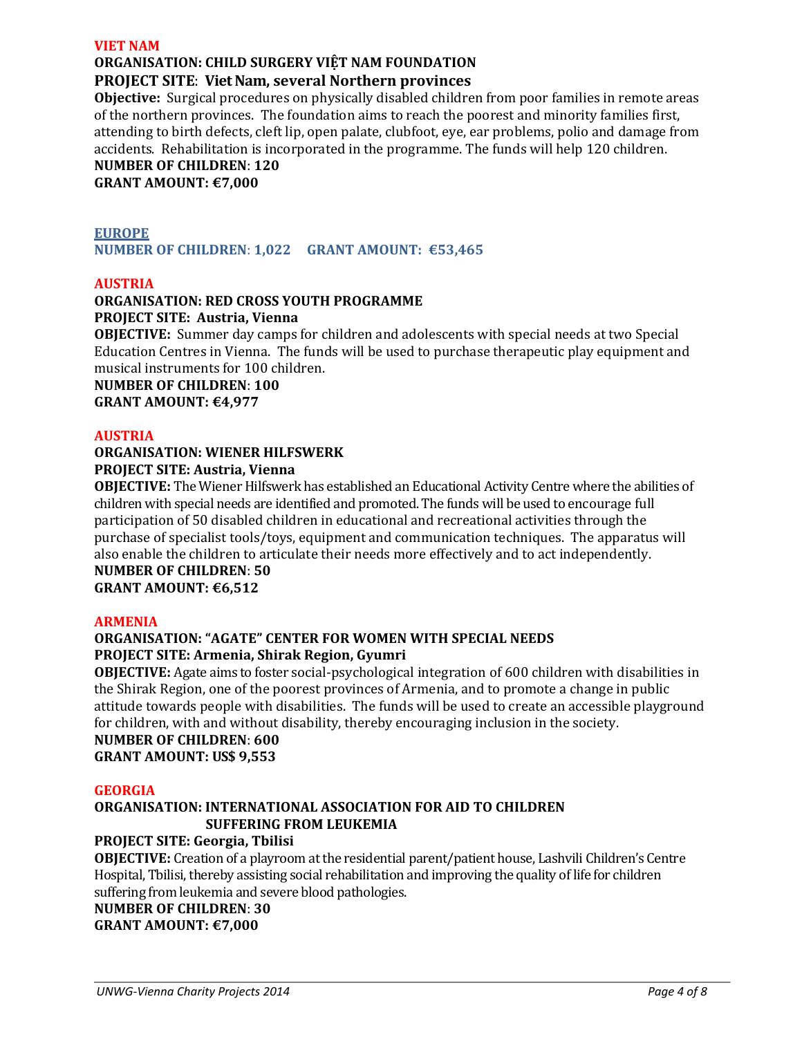## VIET NAM

**ORGANISATION: CHILD SURGERY VIỆT NAM FOUNDATION**

**PROJECT SITE: Viet Nam, several Northern provinces**

**Objective:** Surgical procedures on physically disabled children from poor families in remote areas of the northern provinces. The foundation aims to reach the poorest and minority families first, attending to birth defects, cleft lip, open palate, clubfoot, eye, ear problems, polio and damage from accidents. Rehabilitation is incorporated in the programme. The funds will help 120 children.

**NUMBER OF CHILDREN: 120**

**GRANT AMOUNT: €7,000**

# EUROPE

**NUMBER OF CHILDREN: 1,022 GRANT AMOUNT: €53,465**

## AUSTRIA

**ORGANISATION: RED CROSS YOUTH PROGRAMME**

**PROJECT SITE: Austria, Vienna**

**OBJECTIVE:** Summer day camps for children and adolescents with special needs at two Special Education Centres in Vienna. The funds will be used to purchase therapeutic play equipment and musical instruments for 100 children.

**NUMBER OF CHILDREN: 100**

**GRANT AMOUNT: €4,977**

## AUSTRIA

**ORGANISATION: WIENER HILFSWERK**

**PROJECT SITE: Austria, Vienna**

**OBJECTIVE:** The Wiener Hilfswerk has established an Educational Activity Centre where the abilities of children with special needs are identified and promoted. The funds will be used to encourage full participation of 50 disabled children in educational and recreational activities through the purchase of specialist tools/toys, equipment and communication techniques. The apparatus will also enable the children to articulate their needs more effectively and to act independently.

**NUMBER OF CHILDREN: 50**

**GRANT AMOUNT: €6,512**

## ARMENIA

**ORGANISATION: "AGATE" CENTER FOR WOMEN WITH SPECIAL NEEDS**

**PROJECT SITE: Armenia, Shirak Region, Gyumri**

**OBJECTIVE:** Agate aims to foster social-psychological integration of 600 children with disabilities in the Shirak Region, one of the poorest provinces of Armenia, and to promote a change in public attitude towards people with disabilities. The funds will be used to create an accessible playground for children, with and without disability, thereby encouraging inclusion in the society.

**NUMBER OF CHILDREN: 600**

**GRANT AMOUNT: US$ 9,553**

## GEORGIA

**ORGANISATION: INTERNATIONAL ASSOCIATION FOR AID TO CHILDREN SUFFERING FROM LEUKEMIA**

**PROJECT SITE: Georgia, Tbilisi**

**OBJECTIVE:** Creation of a playroom at the residential parent/patient house, Lashvili Children's Centre Hospital, Tbilisi, thereby assisting social rehabilitation and improving the quality of life for children suffering from leukemia and severe blood pathologies.

**NUMBER OF CHILDREN: 30**

**GRANT AMOUNT: €7,000**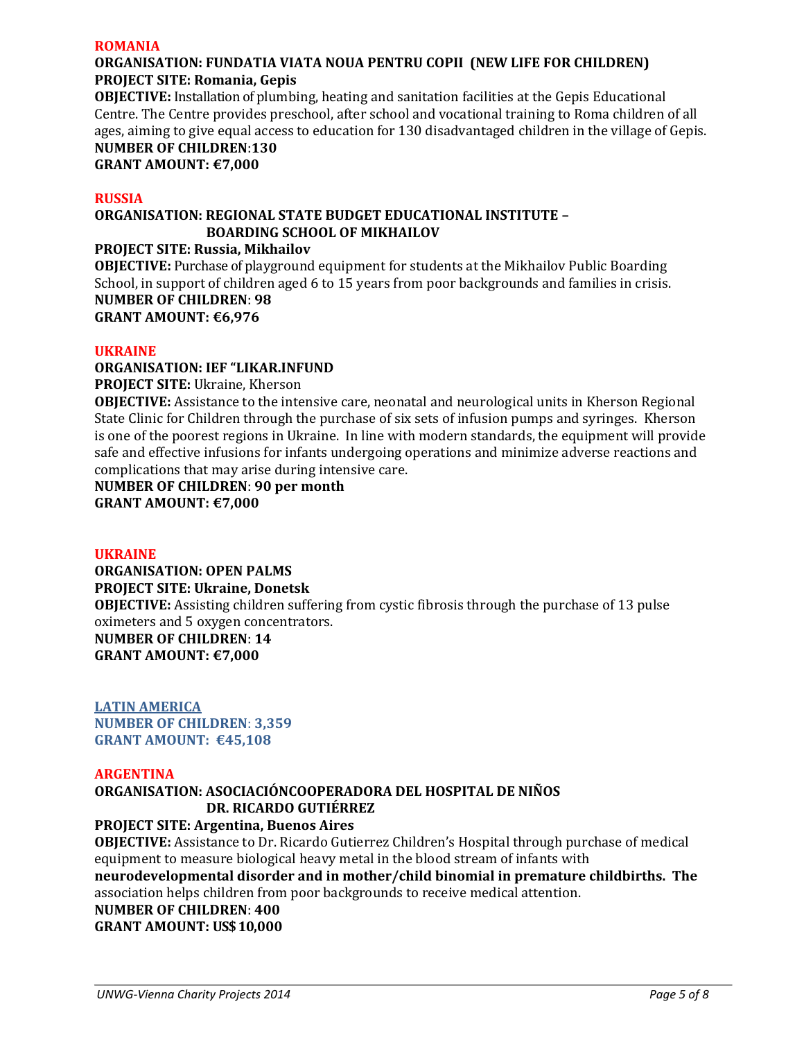## ROMANIA

**ORGANISATION: FUNDATIA VIATA NOUA PENTRU COPII (NEW LIFE FOR CHILDREN)**
**PROJECT SITE: Romania, Gepis**
**OBJECTIVE:** Installation of plumbing, heating and sanitation facilities at the Gepis Educational Centre. The Centre provides preschool, after school and vocational training to Roma children of all ages, aiming to give equal access to education for 130 disadvantaged children in the village of Gepis.
**NUMBER OF CHILDREN**:**130**
**GRANT AMOUNT: €7,000**

## RUSSIA

**ORGANISATION: REGIONAL STATE BUDGET EDUCATIONAL INSTITUTE – BOARDING SCHOOL OF MIKHAILOV**
**PROJECT SITE: Russia, Mikhailov**
**OBJECTIVE:** Purchase of playground equipment for students at the Mikhailov Public Boarding School, in support of children aged 6 to 15 years from poor backgrounds and families in crisis.
**NUMBER OF CHILDREN**: **98**
**GRANT AMOUNT: €6,976**

## UKRAINE

**ORGANISATION: IEF "LIKAR.INFUND**
**PROJECT SITE:** Ukraine, Kherson
**OBJECTIVE:** Assistance to the intensive care, neonatal and neurological units in Kherson Regional State Clinic for Children through the purchase of six sets of infusion pumps and syringes. Kherson is one of the poorest regions in Ukraine. In line with modern standards, the equipment will provide safe and effective infusions for infants undergoing operations and minimize adverse reactions and complications that may arise during intensive care.
**NUMBER OF CHILDREN**: **90 per month**
**GRANT AMOUNT: €7,000**

## UKRAINE

**ORGANISATION: OPEN PALMS**
**PROJECT SITE: Ukraine, Donetsk**
**OBJECTIVE:** Assisting children suffering from cystic fibrosis through the purchase of 13 pulse oximeters and 5 oxygen concentrators.
**NUMBER OF CHILDREN**: **14**
**GRANT AMOUNT: €7,000**

# LATIN AMERICA

**NUMBER OF CHILDREN**: **3,359**
**GRANT AMOUNT: €45,108**

## ARGENTINA

**ORGANISATION: ASOCIACIÓNCOOPERADORA DEL HOSPITAL DE NIÑOS DR. RICARDO GUTIÉRREZ**
**PROJECT SITE: Argentina, Buenos Aires**
**OBJECTIVE:** Assistance to Dr. Ricardo Gutierrez Children's Hospital through purchase of medical equipment to measure biological heavy metal in the blood stream of infants with **neurodevelopmental disorder and in mother/child binomial in premature childbirths. The** association helps children from poor backgrounds to receive medical attention.
**NUMBER OF CHILDREN**: **400**
**GRANT AMOUNT: US$ 10,000**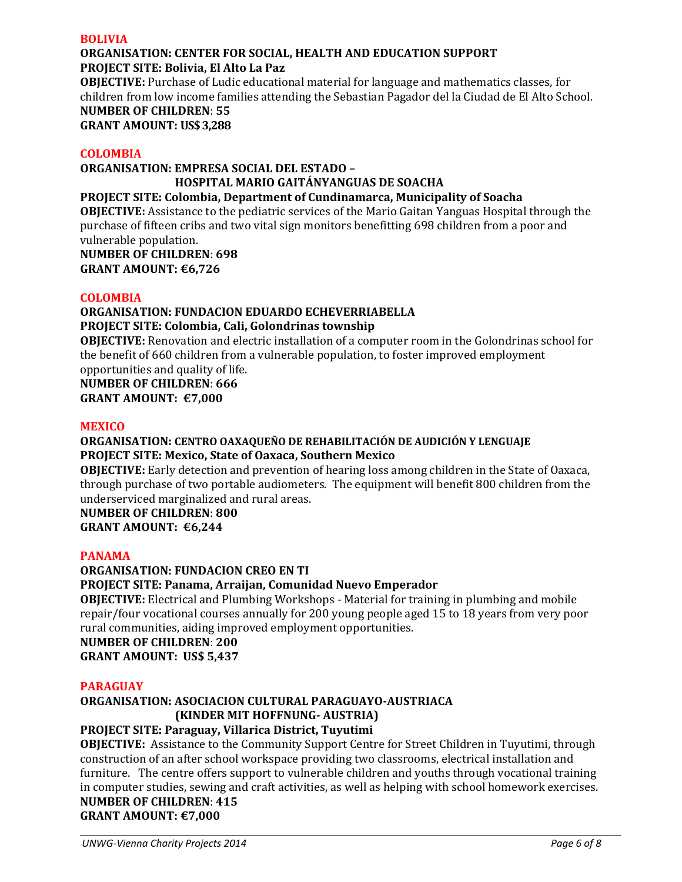## BOLIVIA

**ORGANISATION: CENTER FOR SOCIAL, HEALTH AND EDUCATION SUPPORT**
**PROJECT SITE: Bolivia, El Alto La Paz**
**OBJECTIVE:** Purchase of Ludic educational material for language and mathematics classes, for children from low income families attending the Sebastian Pagador del la Ciudad de El Alto School.
**NUMBER OF CHILDREN**: **55**
**GRANT AMOUNT: US$ 3,288**

## COLOMBIA

**ORGANISATION: EMPRESA SOCIAL DEL ESTADO – HOSPITAL MARIO GAITÁNYANGUAS DE SOACHA**
**PROJECT SITE: Colombia, Department of Cundinamarca, Municipality of Soacha**
**OBJECTIVE:** Assistance to the pediatric services of the Mario Gaitan Yanguas Hospital through the purchase of fifteen cribs and two vital sign monitors benefitting 698 children from a poor and vulnerable population.
**NUMBER OF CHILDREN**: **698**
**GRANT AMOUNT: €6,726**

## COLOMBIA

**ORGANISATION: FUNDACION EDUARDO ECHEVERRIABELLA**
**PROJECT SITE: Colombia, Cali, Golondrinas township**
**OBJECTIVE:** Renovation and electric installation of a computer room in the Golondrinas school for the benefit of 660 children from a vulnerable population, to foster improved employment opportunities and quality of life.
**NUMBER OF CHILDREN**: **666**
**GRANT AMOUNT: €7,000**

## MEXICO

**ORGANISATION: CENTRO OAXAQUEÑO DE REHABILITACIÓN DE AUDICIÓN Y LENGUAJE**
**PROJECT SITE: Mexico, State of Oaxaca, Southern Mexico**
**OBJECTIVE:** Early detection and prevention of hearing loss among children in the State of Oaxaca, through purchase of two portable audiometers. The equipment will benefit 800 children from the underserviced marginalized and rural areas.
**NUMBER OF CHILDREN**: **800**
**GRANT AMOUNT: €6,244**

## PANAMA

**ORGANISATION: FUNDACION CREO EN TI**
**PROJECT SITE: Panama, Arraijan, Comunidad Nuevo Emperador**
**OBJECTIVE:** Electrical and Plumbing Workshops - Material for training in plumbing and mobile repair/four vocational courses annually for 200 young people aged 15 to 18 years from very poor rural communities, aiding improved employment opportunities.
**NUMBER OF CHILDREN**: **200**
**GRANT AMOUNT: US$ 5,437**

## PARAGUAY

**ORGANISATION: ASOCIACION CULTURAL PARAGUAYO-AUSTRIACA (KINDER MIT HOFFNUNG- AUSTRIA)**
**PROJECT SITE: Paraguay, Villarica District, Tuyutimi**
**OBJECTIVE:** Assistance to the Community Support Centre for Street Children in Tuyutimi, through construction of an after school workspace providing two classrooms, electrical installation and furniture. The centre offers support to vulnerable children and youths through vocational training in computer studies, sewing and craft activities, as well as helping with school homework exercises.
**NUMBER OF CHILDREN**: **415**
**GRANT AMOUNT: €7,000**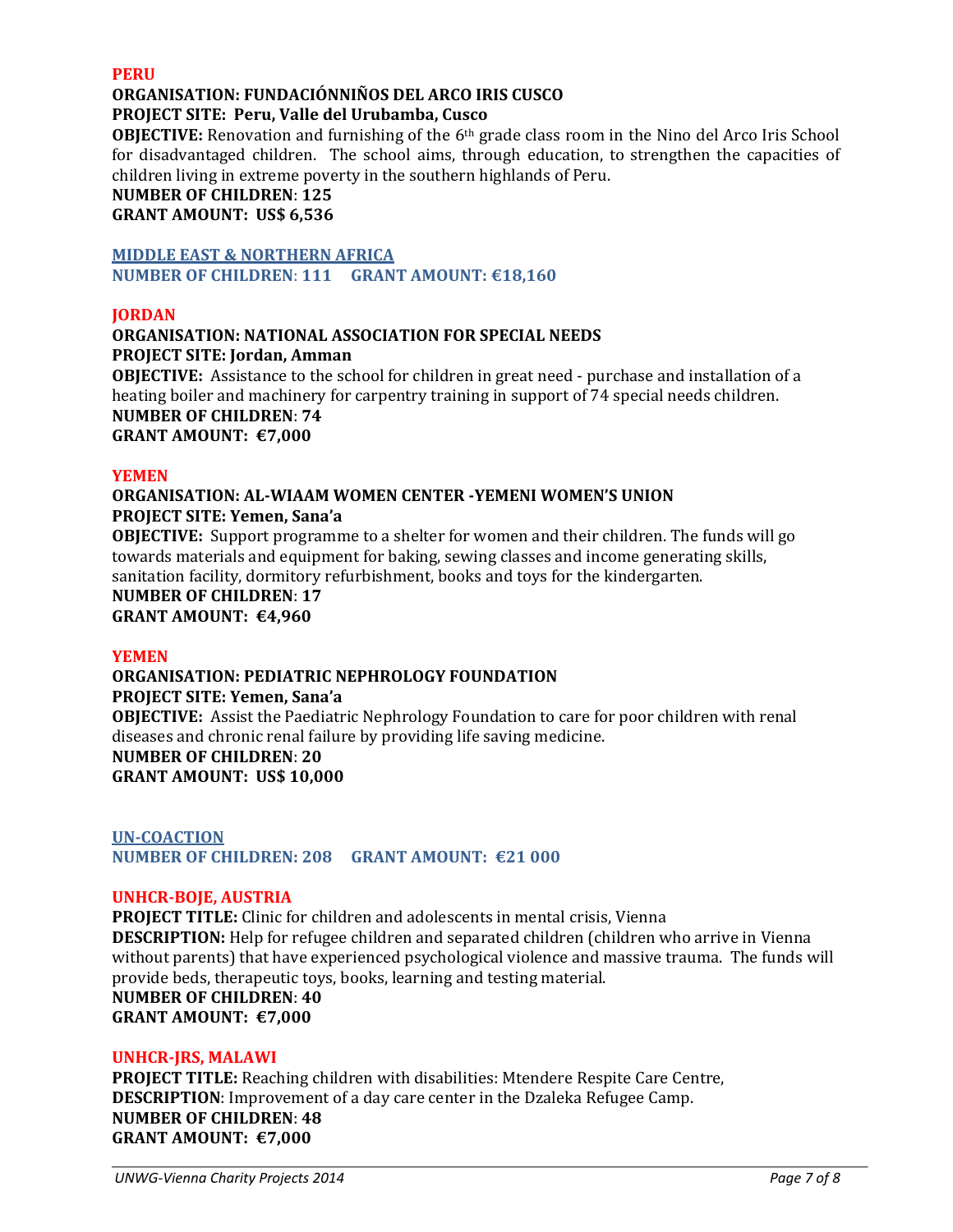### PERU

**ORGANISATION: FUNDACIÓNNIÑOS DEL ARCO IRIS CUSCO**
**PROJECT SITE: Peru, Valle del Urubamba, Cusco**
**OBJECTIVE:** Renovation and furnishing of the 6th grade class room in the Nino del Arco Iris School for disadvantaged children. The school aims, through education, to strengthen the capacities of children living in extreme poverty in the southern highlands of Peru.
**NUMBER OF CHILDREN**: **125**
**GRANT AMOUNT: US$ 6,536**

## MIDDLE EAST & NORTHERN AFRICA

**NUMBER OF CHILDREN**: **111 GRANT AMOUNT: €18,160**

### JORDAN

**ORGANISATION: NATIONAL ASSOCIATION FOR SPECIAL NEEDS**
**PROJECT SITE: Jordan, Amman**
**OBJECTIVE:** Assistance to the school for children in great need - purchase and installation of a heating boiler and machinery for carpentry training in support of 74 special needs children.
**NUMBER OF CHILDREN**: **74**
**GRANT AMOUNT: €7,000**

### YEMEN

**ORGANISATION: AL-WIAAM WOMEN CENTER -YEMENI WOMEN'S UNION**
**PROJECT SITE: Yemen, Sana'a**
**OBJECTIVE:** Support programme to a shelter for women and their children. The funds will go towards materials and equipment for baking, sewing classes and income generating skills, sanitation facility, dormitory refurbishment, books and toys for the kindergarten.
**NUMBER OF CHILDREN**: **17**
**GRANT AMOUNT: €4,960**

### YEMEN

**ORGANISATION: PEDIATRIC NEPHROLOGY FOUNDATION**
**PROJECT SITE: Yemen, Sana'a**
**OBJECTIVE:** Assist the Paediatric Nephrology Foundation to care for poor children with renal diseases and chronic renal failure by providing life saving medicine.
**NUMBER OF CHILDREN**: **20**
**GRANT AMOUNT: US$ 10,000**

## UN-COACTION

**NUMBER OF CHILDREN: 208 GRANT AMOUNT: €21 000**

### UNHCR-BOJE, AUSTRIA

**PROJECT TITLE:** Clinic for children and adolescents in mental crisis, Vienna
**DESCRIPTION:** Help for refugee children and separated children (children who arrive in Vienna without parents) that have experienced psychological violence and massive trauma. The funds will provide beds, therapeutic toys, books, learning and testing material.
**NUMBER OF CHILDREN**: **40**
**GRANT AMOUNT: €7,000**

### UNHCR-JRS, MALAWI

**PROJECT TITLE:** Reaching children with disabilities: Mtendere Respite Care Centre,
**DESCRIPTION**: Improvement of a day care center in the Dzaleka Refugee Camp.
**NUMBER OF CHILDREN**: **48**
**GRANT AMOUNT: €7,000**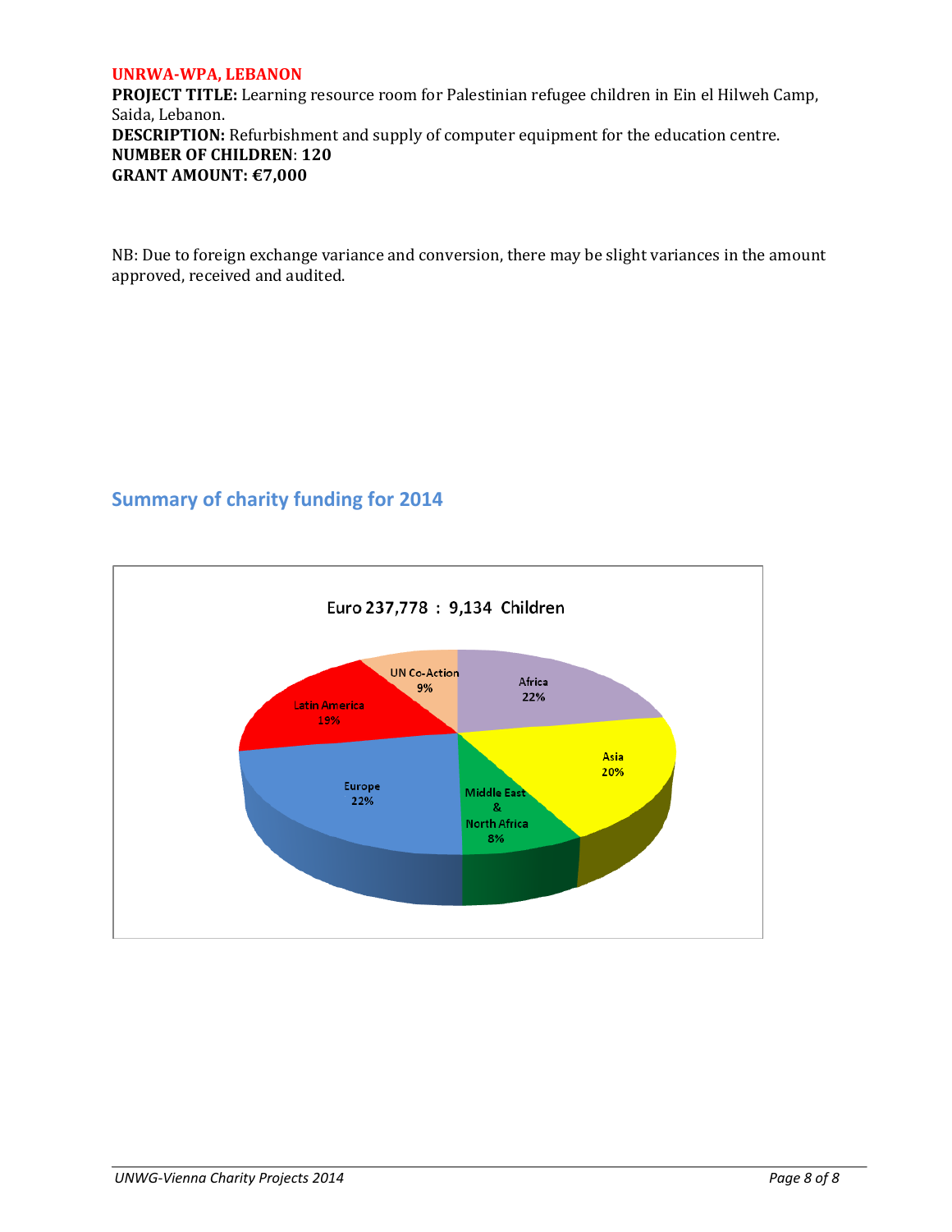**UNRWA-WPA, LEBANON**

**PROJECT TITLE:** Learning resource room for Palestinian refugee children in Ein el Hilweh Camp, Saida, Lebanon.

**DESCRIPTION:** Refurbishment and supply of computer equipment for the education centre.

**NUMBER OF CHILDREN**: **120**

**GRANT AMOUNT: €7,000**

NB: Due to foreign exchange variance and conversion, there may be slight variances in the amount approved, received and audited.

## Summary of charity funding for 2014

Euro 237,778 : 9,134 Children

UN Co-Action 9%

Africa 22%

Latin America 19%

Asia 20%

Europe 22%

Middle East & North Africa 8%